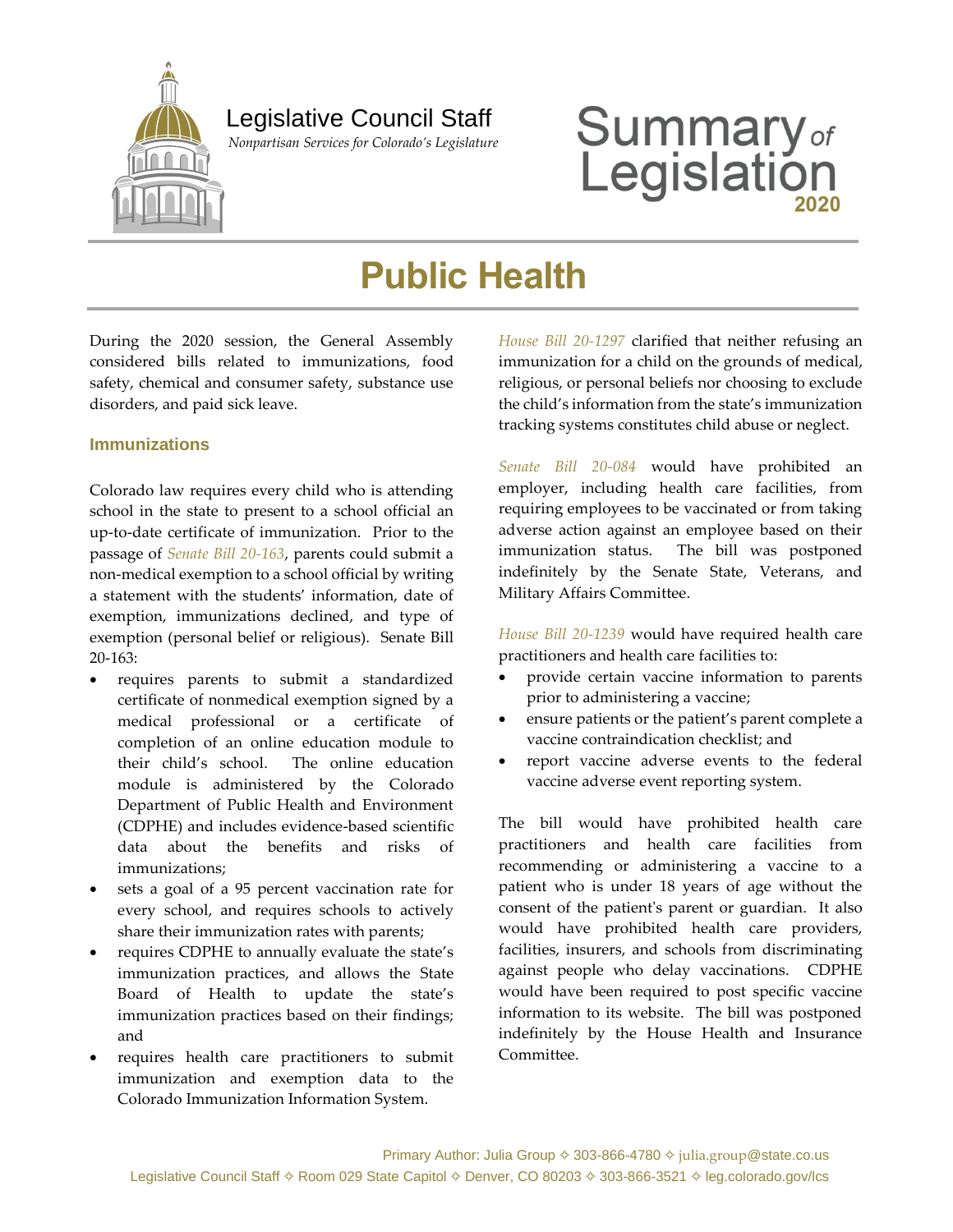Legislative Council Staff

*Nonpartisan Services for Colorado's Legislature*

# Summary of Legislation 2020

# Public Health

During the 2020 session, the General Assembly considered bills related to immunizations, food safety, chemical and consumer safety, substance use disorders, and paid sick leave.

## Immunizations

Colorado law requires every child who is attending school in the state to present to a school official an up-to-date certificate of immunization. Prior to the passage of *Senate Bill 20-163*, parents could submit a non-medical exemption to a school official by writing a statement with the students' information, date of exemption, immunizations declined, and type of exemption (personal belief or religious). Senate Bill 20-163:

- requires parents to submit a standardized certificate of nonmedical exemption signed by a medical professional or a certificate of completion of an online education module to their child's school. The online education module is administered by the Colorado Department of Public Health and Environment (CDPHE) and includes evidence-based scientific data about the benefits and risks of immunizations;
- sets a goal of a 95 percent vaccination rate for every school, and requires schools to actively share their immunization rates with parents;
- requires CDPHE to annually evaluate the state's immunization practices, and allows the State Board of Health to update the state's immunization practices based on their findings; and
- requires health care practitioners to submit immunization and exemption data to the Colorado Immunization Information System.

*House Bill 20-1297* clarified that neither refusing an immunization for a child on the grounds of medical, religious, or personal beliefs nor choosing to exclude the child's information from the state's immunization tracking systems constitutes child abuse or neglect.

*Senate Bill 20-084* would have prohibited an employer, including health care facilities, from requiring employees to be vaccinated or from taking adverse action against an employee based on their immunization status. The bill was postponed indefinitely by the Senate State, Veterans, and Military Affairs Committee.

*House Bill 20-1239* would have required health care practitioners and health care facilities to:

- provide certain vaccine information to parents prior to administering a vaccine;
- ensure patients or the patient's parent complete a vaccine contraindication checklist; and
- report vaccine adverse events to the federal vaccine adverse event reporting system.

The bill would have prohibited health care practitioners and health care facilities from recommending or administering a vaccine to a patient who is under 18 years of age without the consent of the patient's parent or guardian. It also would have prohibited health care providers, facilities, insurers, and schools from discriminating against people who delay vaccinations. CDPHE would have been required to post specific vaccine information to its website. The bill was postponed indefinitely by the House Health and Insurance Committee.

Primary Author: Julia Group ✧ 303-866-4780 ✧ julia.group@state.co.us

Legislative Council Staff ✧ Room 029 State Capitol ✧ Denver, CO 80203 ✧ 303-866-3521 ✧ leg.colorado.gov/lcs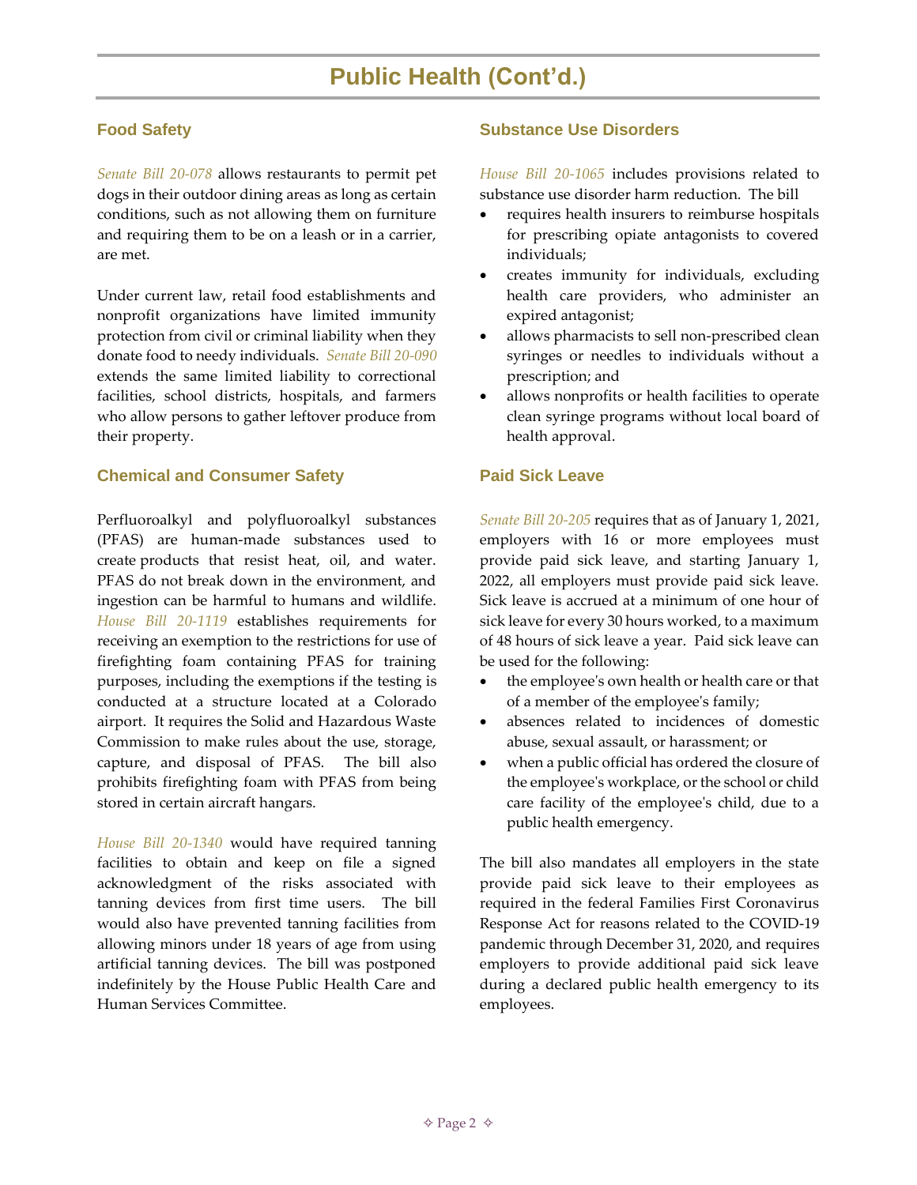# Public Health (Cont'd.)

## Food Safety

*Senate Bill 20-078* allows restaurants to permit pet dogs in their outdoor dining areas as long as certain conditions, such as not allowing them on furniture and requiring them to be on a leash or in a carrier, are met.

Under current law, retail food establishments and nonprofit organizations have limited immunity protection from civil or criminal liability when they donate food to needy individuals. *Senate Bill 20-090* extends the same limited liability to correctional facilities, school districts, hospitals, and farmers who allow persons to gather leftover produce from their property.

## Chemical and Consumer Safety

Perfluoroalkyl and polyfluoroalkyl substances (PFAS) are human-made substances used to create products that resist heat, oil, and water. PFAS do not break down in the environment, and ingestion can be harmful to humans and wildlife. *House Bill 20-1119* establishes requirements for receiving an exemption to the restrictions for use of firefighting foam containing PFAS for training purposes, including the exemptions if the testing is conducted at a structure located at a Colorado airport. It requires the Solid and Hazardous Waste Commission to make rules about the use, storage, capture, and disposal of PFAS. The bill also prohibits firefighting foam with PFAS from being stored in certain aircraft hangars.

*House Bill 20-1340* would have required tanning facilities to obtain and keep on file a signed acknowledgment of the risks associated with tanning devices from first time users. The bill would also have prevented tanning facilities from allowing minors under 18 years of age from using artificial tanning devices. The bill was postponed indefinitely by the House Public Health Care and Human Services Committee.

## Substance Use Disorders

*House Bill 20-1065* includes provisions related to substance use disorder harm reduction. The bill

- requires health insurers to reimburse hospitals for prescribing opiate antagonists to covered individuals;
- creates immunity for individuals, excluding health care providers, who administer an expired antagonist;
- allows pharmacists to sell non-prescribed clean syringes or needles to individuals without a prescription; and
- allows nonprofits or health facilities to operate clean syringe programs without local board of health approval.

## Paid Sick Leave

*Senate Bill 20-205* requires that as of January 1, 2021, employers with 16 or more employees must provide paid sick leave, and starting January 1, 2022, all employers must provide paid sick leave. Sick leave is accrued at a minimum of one hour of sick leave for every 30 hours worked, to a maximum of 48 hours of sick leave a year. Paid sick leave can be used for the following:

- the employee's own health or health care or that of a member of the employee's family;
- absences related to incidences of domestic abuse, sexual assault, or harassment; or
- when a public official has ordered the closure of the employee's workplace, or the school or child care facility of the employee's child, due to a public health emergency.

The bill also mandates all employers in the state provide paid sick leave to their employees as required in the federal Families First Coronavirus Response Act for reasons related to the COVID-19 pandemic through December 31, 2020, and requires employers to provide additional paid sick leave during a declared public health emergency to its employees.